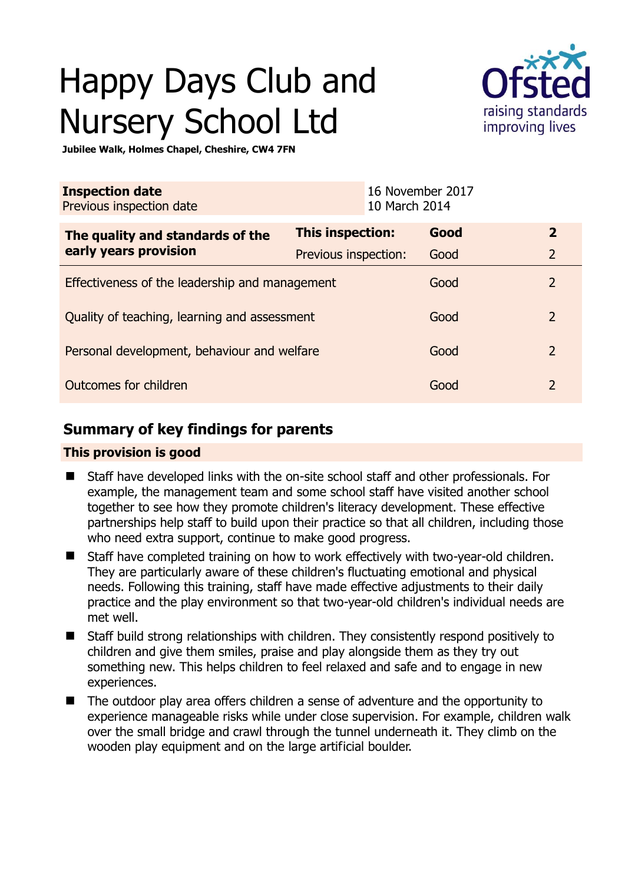# Happy Days Club and Nursery School Ltd

**Jubilee Walk, Holmes Chapel, Cheshire, CW4 7FN**

| **Inspection date** | 16 November 2017 |
|---|---|
| Previous inspection date | 10 March 2014 |

| **The quality and standards of the early years provision** | **This inspection:** | **Good** | **2** |
|---|---|---|---|
| | Previous inspection: | Good | 2 |
| Effectiveness of the leadership and management | | Good | 2 |
| Quality of teaching, learning and assessment | | Good | 2 |
| Personal development, behaviour and welfare | | Good | 2 |
| Outcomes for children | | Good | 2 |

## Summary of key findings for parents

**This provision is good**

- Staff have developed links with the on-site school staff and other professionals. For example, the management team and some school staff have visited another school together to see how they promote children's literacy development. These effective partnerships help staff to build upon their practice so that all children, including those who need extra support, continue to make good progress.
- Staff have completed training on how to work effectively with two-year-old children. They are particularly aware of these children's fluctuating emotional and physical needs. Following this training, staff have made effective adjustments to their daily practice and the play environment so that two-year-old children's individual needs are met well.
- Staff build strong relationships with children. They consistently respond positively to children and give them smiles, praise and play alongside them as they try out something new. This helps children to feel relaxed and safe and to engage in new experiences.
- The outdoor play area offers children a sense of adventure and the opportunity to experience manageable risks while under close supervision. For example, children walk over the small bridge and crawl through the tunnel underneath it. They climb on the wooden play equipment and on the large artificial boulder.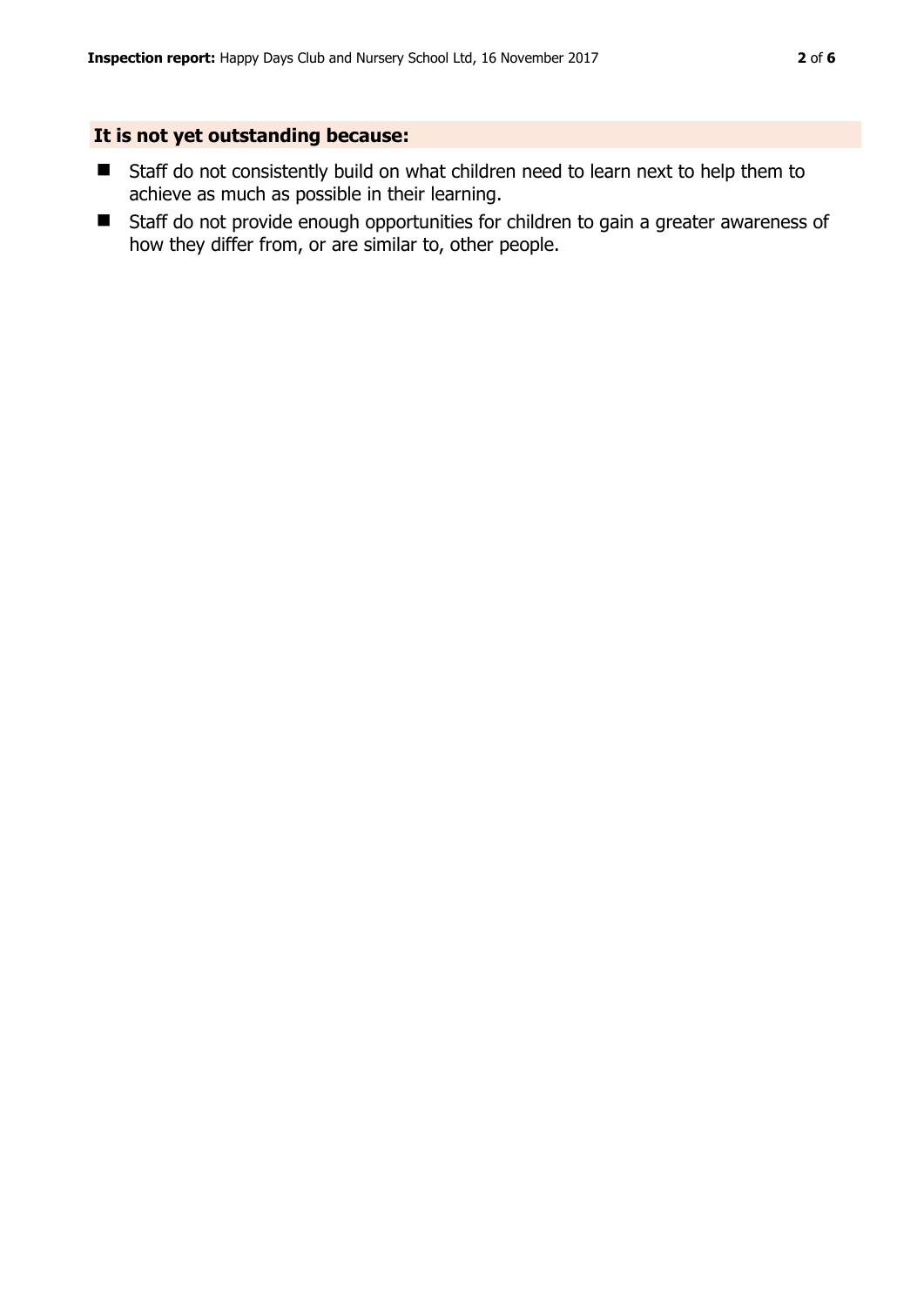## It is not yet outstanding because:

- Staff do not consistently build on what children need to learn next to help them to achieve as much as possible in their learning.
- Staff do not provide enough opportunities for children to gain a greater awareness of how they differ from, or are similar to, other people.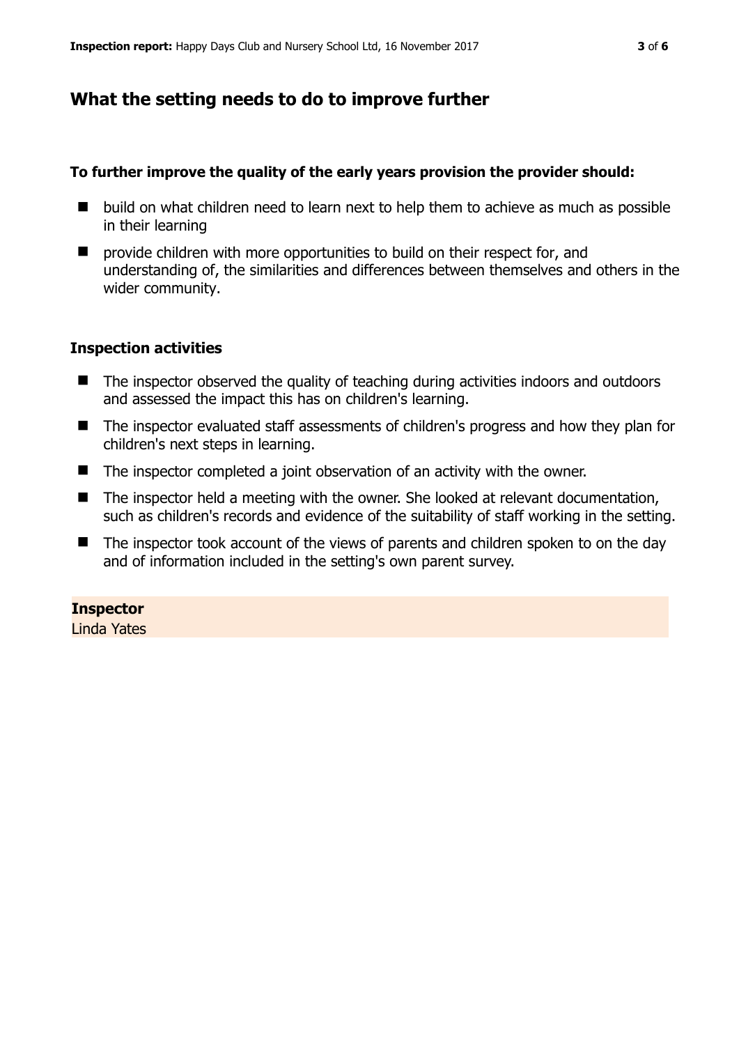## What the setting needs to do to improve further

**To further improve the quality of the early years provision the provider should:**

- build on what children need to learn next to help them to achieve as much as possible in their learning
- provide children with more opportunities to build on their respect for, and understanding of, the similarities and differences between themselves and others in the wider community.

### Inspection activities

- The inspector observed the quality of teaching during activities indoors and outdoors and assessed the impact this has on children's learning.
- The inspector evaluated staff assessments of children's progress and how they plan for children's next steps in learning.
- The inspector completed a joint observation of an activity with the owner.
- The inspector held a meeting with the owner. She looked at relevant documentation, such as children's records and evidence of the suitability of staff working in the setting.
- The inspector took account of the views of parents and children spoken to on the day and of information included in the setting's own parent survey.

**Inspector**
Linda Yates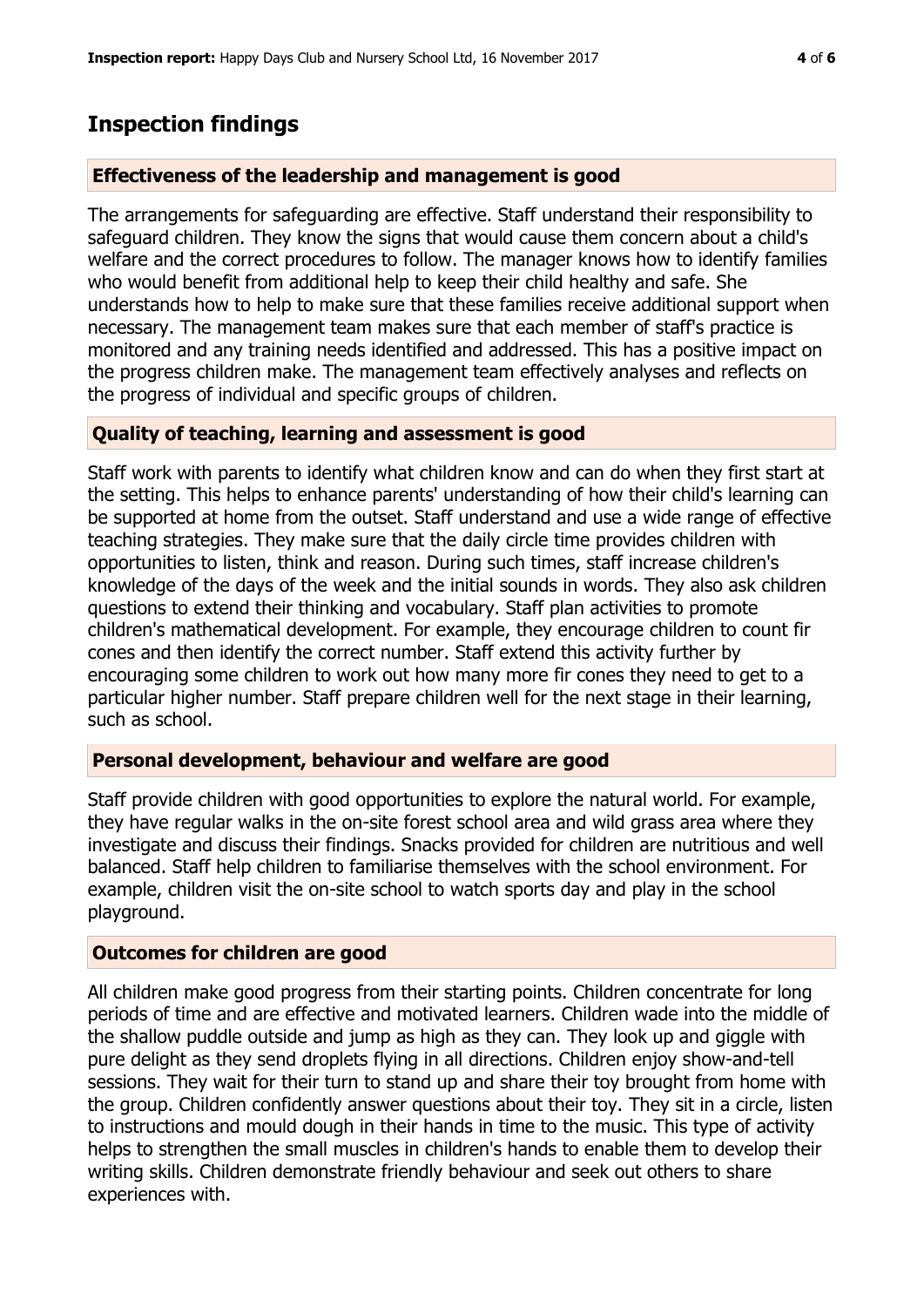## Inspection findings

### Effectiveness of the leadership and management is good

The arrangements for safeguarding are effective. Staff understand their responsibility to safeguard children. They know the signs that would cause them concern about a child's welfare and the correct procedures to follow. The manager knows how to identify families who would benefit from additional help to keep their child healthy and safe. She understands how to help to make sure that these families receive additional support when necessary. The management team makes sure that each member of staff's practice is monitored and any training needs identified and addressed. This has a positive impact on the progress children make. The management team effectively analyses and reflects on the progress of individual and specific groups of children.

### Quality of teaching, learning and assessment is good

Staff work with parents to identify what children know and can do when they first start at the setting. This helps to enhance parents' understanding of how their child's learning can be supported at home from the outset. Staff understand and use a wide range of effective teaching strategies. They make sure that the daily circle time provides children with opportunities to listen, think and reason. During such times, staff increase children's knowledge of the days of the week and the initial sounds in words. They also ask children questions to extend their thinking and vocabulary. Staff plan activities to promote children's mathematical development. For example, they encourage children to count fir cones and then identify the correct number. Staff extend this activity further by encouraging some children to work out how many more fir cones they need to get to a particular higher number. Staff prepare children well for the next stage in their learning, such as school.

### Personal development, behaviour and welfare are good

Staff provide children with good opportunities to explore the natural world. For example, they have regular walks in the on-site forest school area and wild grass area where they investigate and discuss their findings. Snacks provided for children are nutritious and well balanced. Staff help children to familiarise themselves with the school environment. For example, children visit the on-site school to watch sports day and play in the school playground.

### Outcomes for children are good

All children make good progress from their starting points. Children concentrate for long periods of time and are effective and motivated learners. Children wade into the middle of the shallow puddle outside and jump as high as they can. They look up and giggle with pure delight as they send droplets flying in all directions. Children enjoy show-and-tell sessions. They wait for their turn to stand up and share their toy brought from home with the group. Children confidently answer questions about their toy. They sit in a circle, listen to instructions and mould dough in their hands in time to the music. This type of activity helps to strengthen the small muscles in children's hands to enable them to develop their writing skills. Children demonstrate friendly behaviour and seek out others to share experiences with.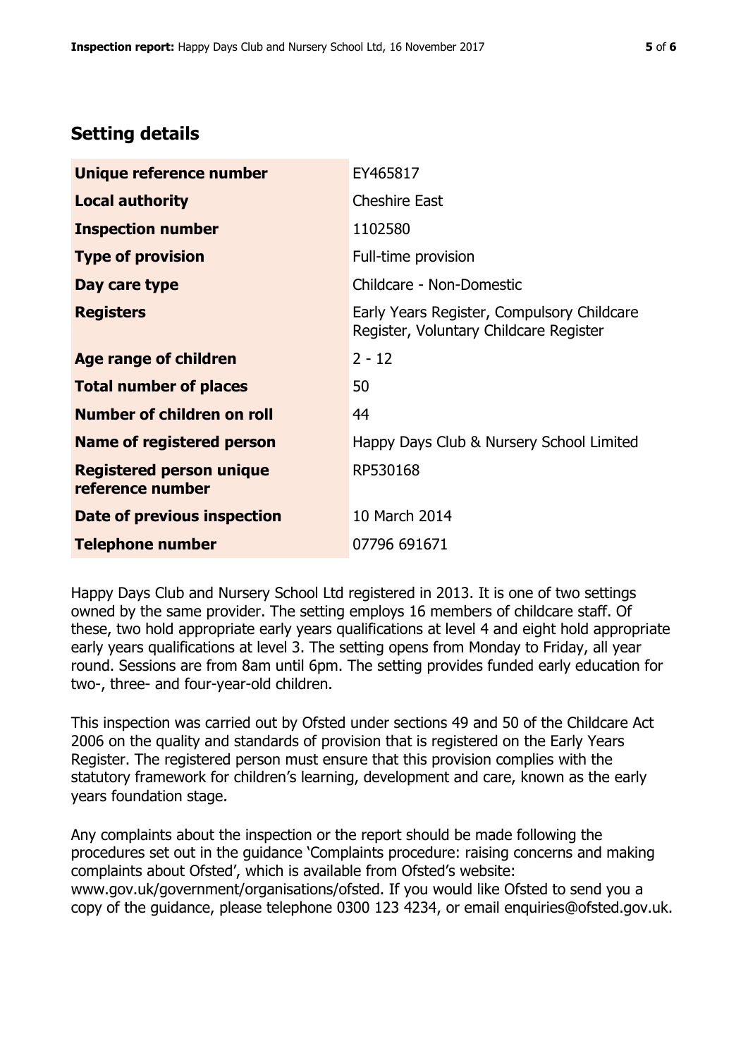## Setting details

| | |
|---|---|
| **Unique reference number** | EY465817 |
| **Local authority** | Cheshire East |
| **Inspection number** | 1102580 |
| **Type of provision** | Full-time provision |
| **Day care type** | Childcare - Non-Domestic |
| **Registers** | Early Years Register, Compulsory Childcare Register, Voluntary Childcare Register |
| **Age range of children** | 2 - 12 |
| **Total number of places** | 50 |
| **Number of children on roll** | 44 |
| **Name of registered person** | Happy Days Club & Nursery School Limited |
| **Registered person unique reference number** | RP530168 |
| **Date of previous inspection** | 10 March 2014 |
| **Telephone number** | 07796 691671 |

Happy Days Club and Nursery School Ltd registered in 2013. It is one of two settings owned by the same provider. The setting employs 16 members of childcare staff. Of these, two hold appropriate early years qualifications at level 4 and eight hold appropriate early years qualifications at level 3. The setting opens from Monday to Friday, all year round. Sessions are from 8am until 6pm. The setting provides funded early education for two-, three- and four-year-old children.

This inspection was carried out by Ofsted under sections 49 and 50 of the Childcare Act 2006 on the quality and standards of provision that is registered on the Early Years Register. The registered person must ensure that this provision complies with the statutory framework for children's learning, development and care, known as the early years foundation stage.

Any complaints about the inspection or the report should be made following the procedures set out in the guidance 'Complaints procedure: raising concerns and making complaints about Ofsted', which is available from Ofsted's website: www.gov.uk/government/organisations/ofsted. If you would like Ofsted to send you a copy of the guidance, please telephone 0300 123 4234, or email enquiries@ofsted.gov.uk.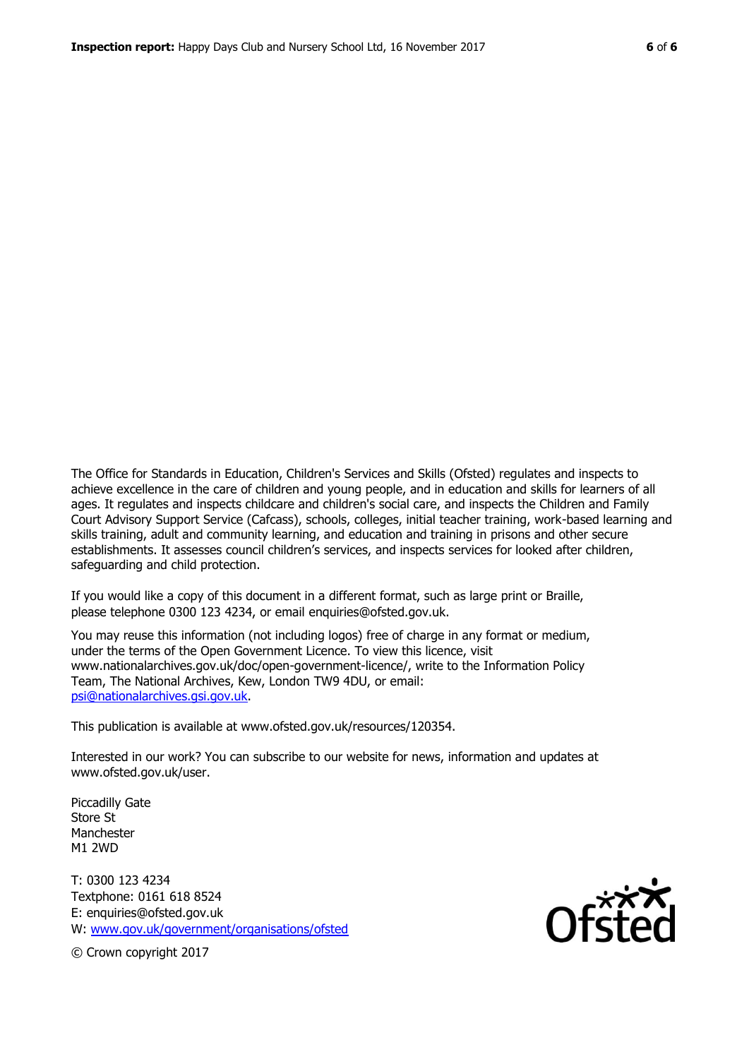The Office for Standards in Education, Children's Services and Skills (Ofsted) regulates and inspects to achieve excellence in the care of children and young people, and in education and skills for learners of all ages. It regulates and inspects childcare and children's social care, and inspects the Children and Family Court Advisory Support Service (Cafcass), schools, colleges, initial teacher training, work-based learning and skills training, adult and community learning, and education and training in prisons and other secure establishments. It assesses council children's services, and inspects services for looked after children, safeguarding and child protection.

If you would like a copy of this document in a different format, such as large print or Braille, please telephone 0300 123 4234, or email enquiries@ofsted.gov.uk.

You may reuse this information (not including logos) free of charge in any format or medium, under the terms of the Open Government Licence. To view this licence, visit www.nationalarchives.gov.uk/doc/open-government-licence/, write to the Information Policy Team, The National Archives, Kew, London TW9 4DU, or email: psi@nationalarchives.gsi.gov.uk.

This publication is available at www.ofsted.gov.uk/resources/120354.

Interested in our work? You can subscribe to our website for news, information and updates at www.ofsted.gov.uk/user.

Piccadilly Gate
Store St
Manchester
M1 2WD

T: 0300 123 4234
Textphone: 0161 618 8524
E: enquiries@ofsted.gov.uk
W: www.gov.uk/government/organisations/ofsted

© Crown copyright 2017